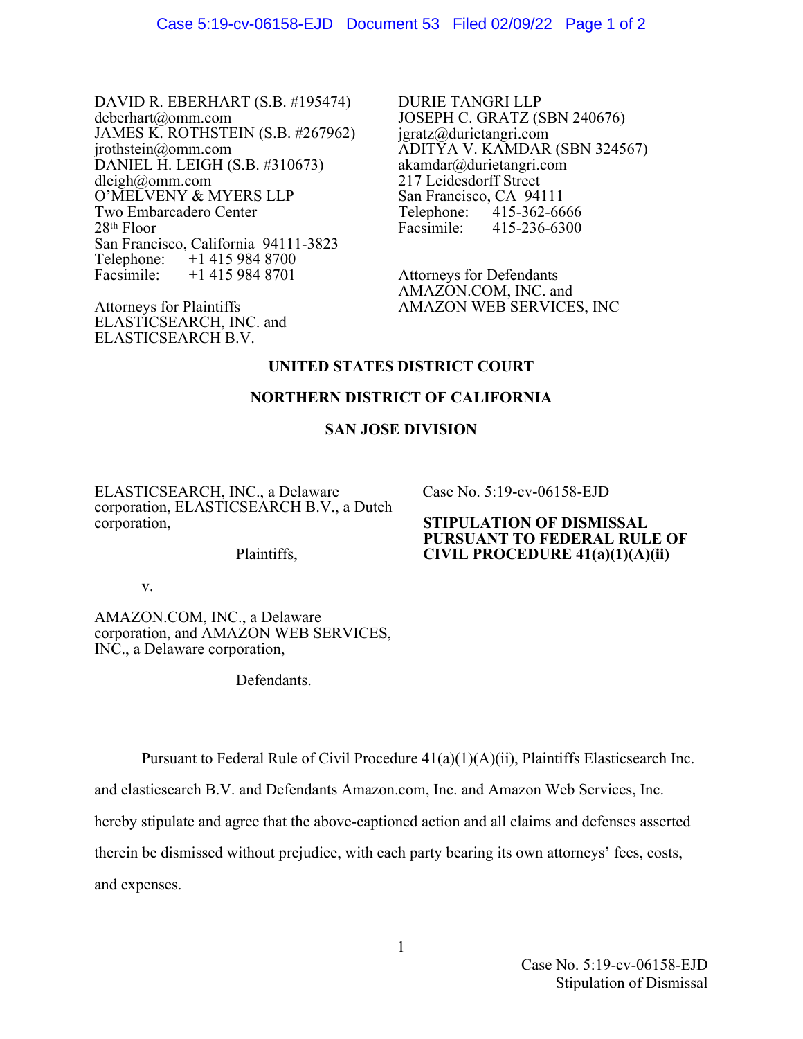DAVID R. EBERHART (S.B. #195474)
deberhart@omm.com
JAMES K. ROTHSTEIN (S.B. #267962)
jrothstein@omm.com
DANIEL H. LEIGH (S.B. #310673)
dleigh@omm.com
O'MELVENY & MYERS LLP
Two Embarcadero Center
28th Floor
San Francisco, California 94111-3823
Telephone: +1 415 984 8700
Facsimile: +1 415 984 8701

Attorneys for Plaintiffs
ELASTICSEARCH, INC. and
ELASTICSEARCH B.V.

DURIE TANGRI LLP
JOSEPH C. GRATZ (SBN 240676)
jgratz@durietangri.com
ADITYA V. KAMDAR (SBN 324567)
akamdar@durietangri.com
217 Leidesdorff Street
San Francisco, CA 94111
Telephone: 415-362-6666
Facsimile: 415-236-6300

Attorneys for Defendants
AMAZON.COM, INC. and
AMAZON WEB SERVICES, INC

**UNITED STATES DISTRICT COURT**

**NORTHERN DISTRICT OF CALIFORNIA**

**SAN JOSE DIVISION**

ELASTICSEARCH, INC., a Delaware corporation, ELASTICSEARCH B.V., a Dutch corporation,

Plaintiffs,

v.

AMAZON.COM, INC., a Delaware corporation, and AMAZON WEB SERVICES, INC., a Delaware corporation,

Defendants.

Case No. 5:19-cv-06158-EJD

**STIPULATION OF DISMISSAL PURSUANT TO FEDERAL RULE OF CIVIL PROCEDURE 41(a)(1)(A)(ii)**

Pursuant to Federal Rule of Civil Procedure 41(a)(1)(A)(ii), Plaintiffs Elasticsearch Inc. and elasticsearch B.V. and Defendants Amazon.com, Inc. and Amazon Web Services, Inc. hereby stipulate and agree that the above-captioned action and all claims and defenses asserted therein be dismissed without prejudice, with each party bearing its own attorneys' fees, costs, and expenses.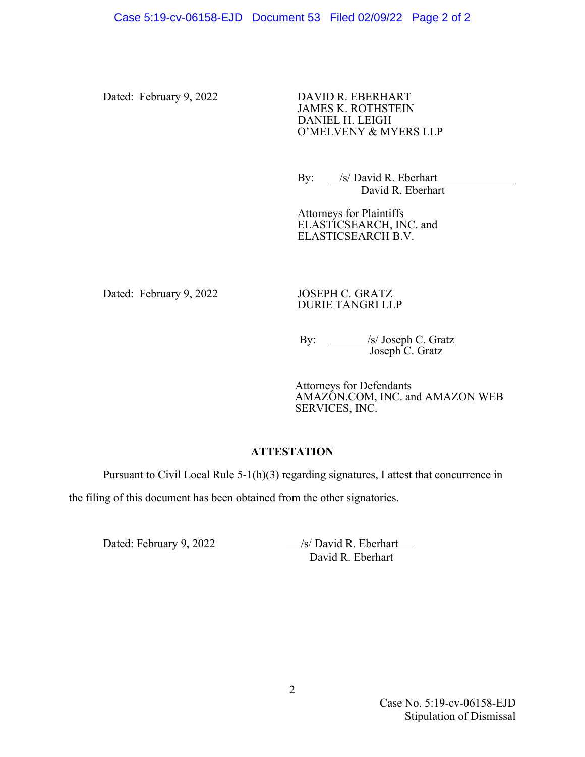Dated: February 9, 2022

DAVID R. EBERHART
JAMES K. ROTHSTEIN
DANIEL H. LEIGH
O'MELVENY & MYERS LLP

By: /s/ David R. Eberhart
David R. Eberhart

Attorneys for Plaintiffs
ELASTICSEARCH, INC. and
ELASTICSEARCH B.V.

Dated: February 9, 2022

JOSEPH C. GRATZ
DURIE TANGRI LLP

By: /s/ Joseph C. Gratz
Joseph C. Gratz

Attorneys for Defendants
AMAZON.COM, INC. and AMAZON WEB
SERVICES, INC.

**ATTESTATION**

Pursuant to Civil Local Rule 5-1(h)(3) regarding signatures, I attest that concurrence in the filing of this document has been obtained from the other signatories.

Dated: February 9, 2022

/s/ David R. Eberhart
David R. Eberhart

Case No. 5:19-cv-06158-EJD
Stipulation of Dismissal